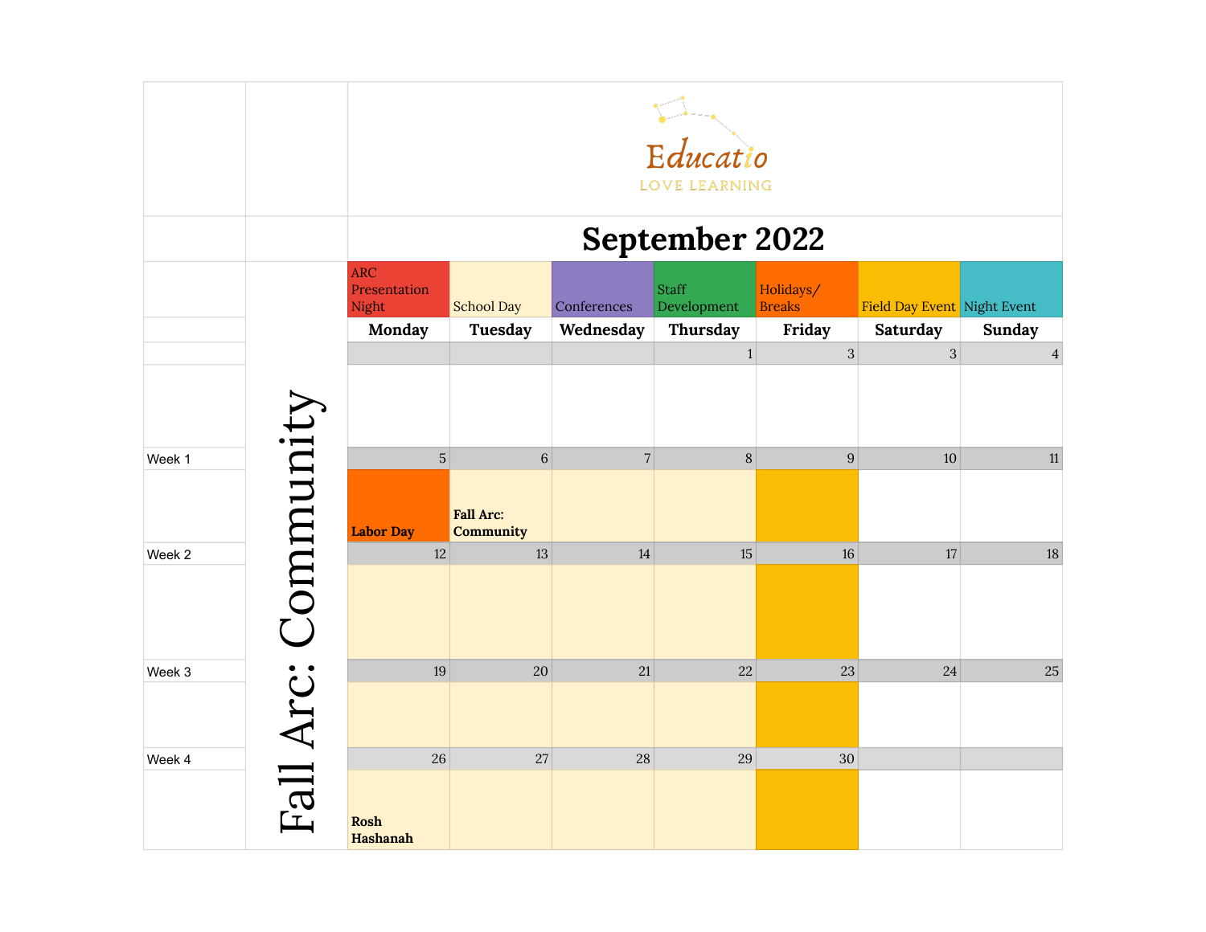Educatio

LOVE LEARNING

# September 2022

**Fall Arc: Community**

| | ARC Presentation Night | School Day | Conferences | Staff Development | Holidays/ Breaks | Field Day Event | Night Event |
|---|---|---|---|---|---|---|---|
| | **Monday** | **Tuesday** | **Wednesday** | **Thursday** | **Friday** | **Saturday** | **Sunday** |
| | | | | 1 | 3 | 3 | 4 |
| Week 1 | 5 | 6 | 7 | 8 | 9 | 10 | 11 |
| | **Labor Day** | **Fall Arc: Community** | | | | | |
| Week 2 | 12 | 13 | 14 | 15 | 16 | 17 | 18 |
| | | | | | | | |
| Week 3 | 19 | 20 | 21 | 22 | 23 | 24 | 25 |
| | | | | | | | |
| Week 4 | 26 | 27 | 28 | 29 | 30 | | |
| | **Rosh Hashanah** | | | | | | |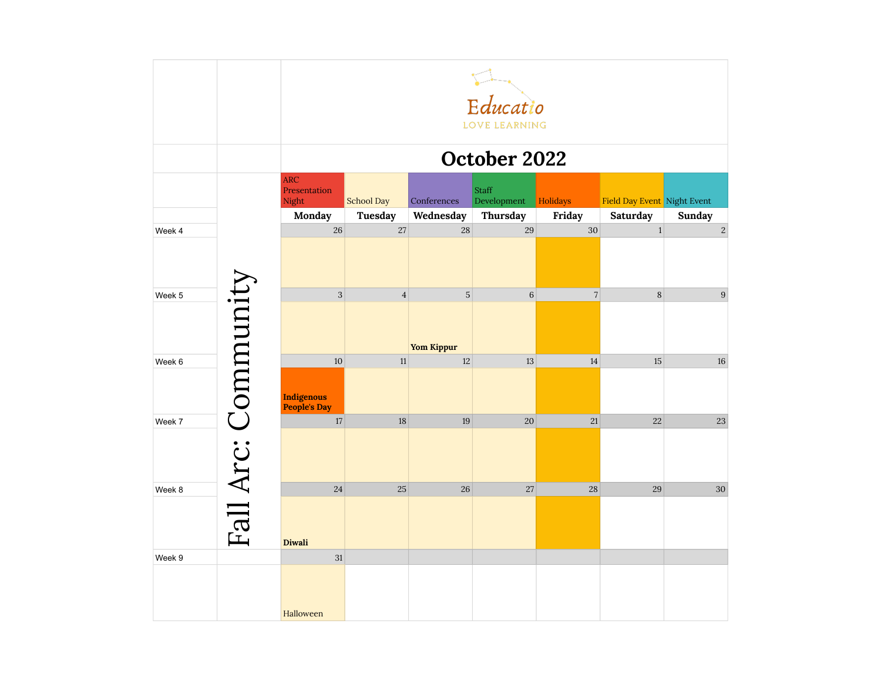Educatio
LOVE LEARNING

# October 2022

**Legend:** ARC Presentation Night | School Day | Conferences | Staff Development | Holidays | Field Day Event | Night Event

**Fall Arc: Community**

| Week | Monday | Tuesday | Wednesday | Thursday | Friday | Saturday | Sunday |
|---|---|---|---|---|---|---|---|
| Week 4 | 26 | 27 | 28 | 29 | 30 | 1 | 2 |
| Week 5 | 3 | 4 | 5 **Yom Kippur** | 6 | 7 | 8 | 9 |
| Week 6 | 10 **Indigenous People's Day** | 11 | 12 | 13 | 14 | 15 | 16 |
| Week 7 | 17 | 18 | 19 | 20 | 21 | 22 | 23 |
| Week 8 | 24 **Diwali** | 25 | 26 | 27 | 28 | 29 | 30 |
| Week 9 | 31 Halloween | | | | | | |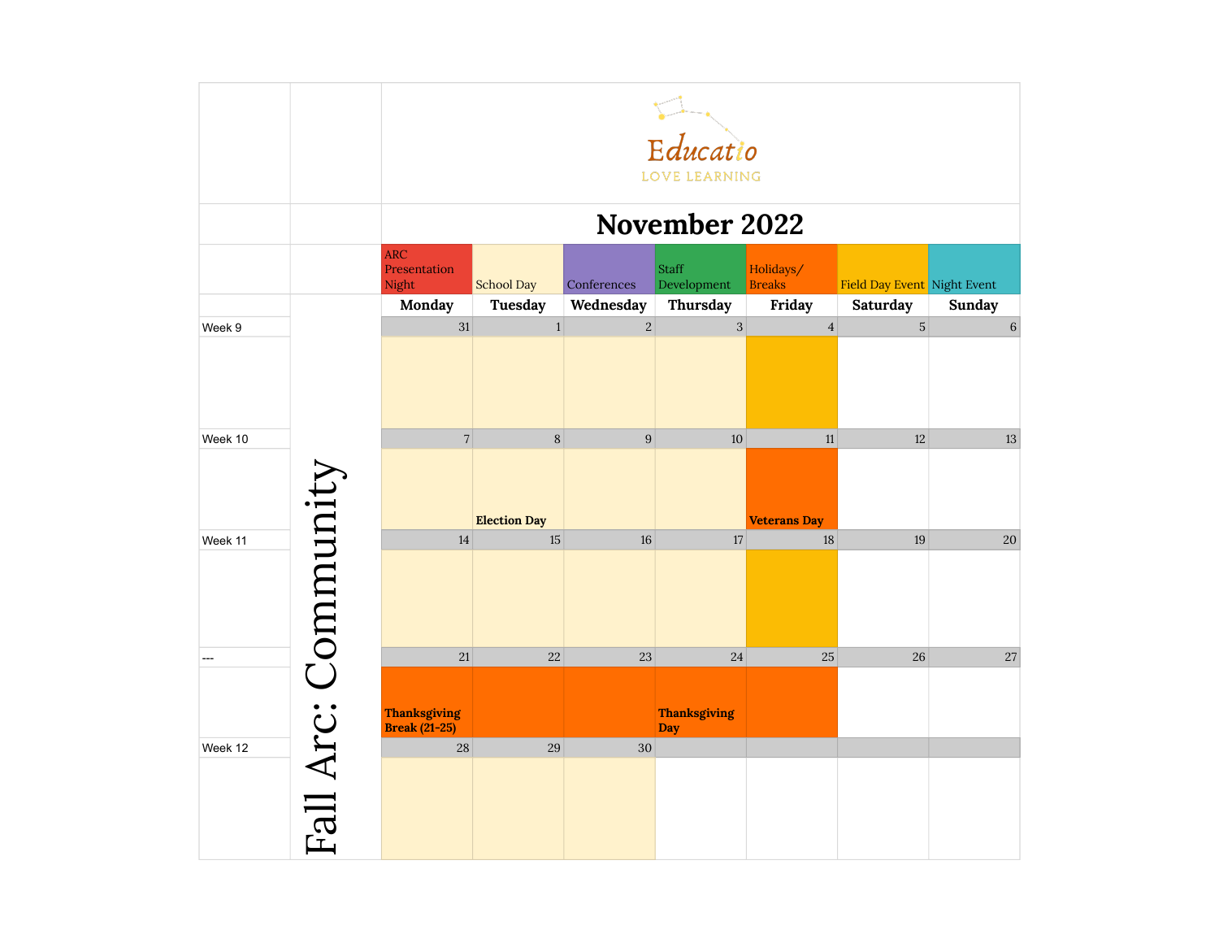Educatio

LOVE LEARNING

# November 2022

| ARC Presentation Night | School Day | Conferences | Staff Development | Holidays/ Breaks | Field Day Event | Night Event |
|---|---|---|---|---|---|---|

Fall Arc: Community

| | Monday | Tuesday | Wednesday | Thursday | Friday | Saturday | Sunday |
|---|---|---|---|---|---|---|---|
| Week 9 | 31 | 1 | 2 | 3 | 4 | 5 | 6 |
| | | | | | | | |
| Week 10 | 7 | 8 | 9 | 10 | 11 | 12 | 13 |
| | | Election Day | | | Veterans Day | | |
| Week 11 | 14 | 15 | 16 | 17 | 18 | 19 | 20 |
| | | | | | | | |
| --- | 21 | 22 | 23 | 24 | 25 | 26 | 27 |
| | Thanksgiving Break (21-25) | | | Thanksgiving Day | | | |
| Week 12 | 28 | 29 | 30 | | | | |
| | | | | | | | |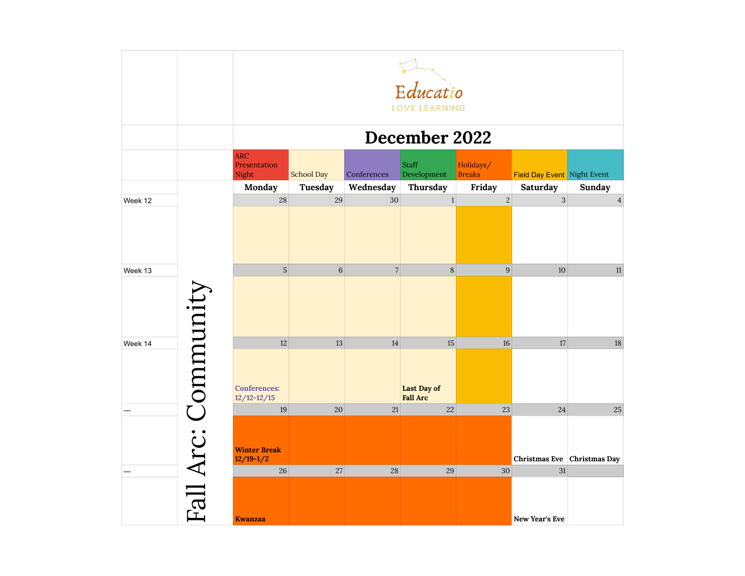Educatio
LOVE LEARNING

# December 2022

| ARC Presentation Night | School Day | Conferences | Staff Development | Holidays/ Breaks | Field Day Event | Night Event |
|---|---|---|---|---|---|---|

**Fall Arc: Community**

| | Monday | Tuesday | Wednesday | Thursday | Friday | Saturday | Sunday |
|---|---|---|---|---|---|---|---|
| Week 12 | 28 | 29 | 30 | 1 | 2 | 3 | 4 |
| Week 13 | 5 | 6 | 7 | 8 | 9 | 10 | 11 |
| Week 14 | 12 | 13 | 14 | 15 | 16 | 17 | 18 |
| | Conferences: 12/12-12/15 | | | Last Day of Fall Arc | | | |
| --- | 19 | 20 | 21 | 22 | 23 | 24 | 25 |
| | Winter Break 12/19-1/2 | | | | | Christmas Eve | Christmas Day |
| --- | 26 | 27 | 28 | 29 | 30 | 31 | |
| | Kwanzaa | | | | | New Year's Eve | |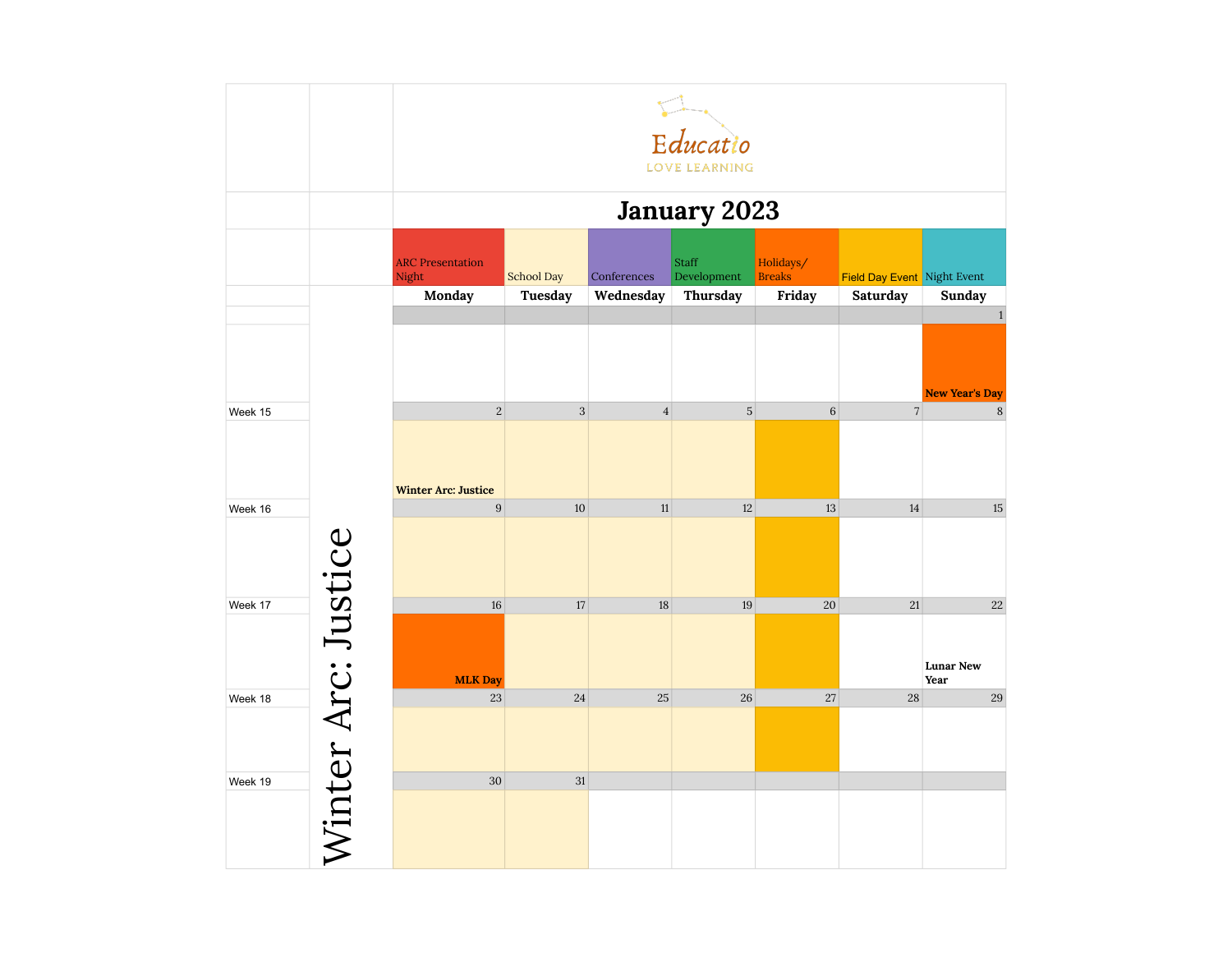Educatio

LOVE LEARNING

# January 2023

**Legend:** ARC Presentation Night | School Day | Conferences | Staff Development | Holidays/ Breaks | Field Day Event | Night Event

Winter Arc: Justice

| | Monday | Tuesday | Wednesday | Thursday | Friday | Saturday | Sunday |
|---|---|---|---|---|---|---|---|
| | | | | | | | 1 |
| | | | | | | | New Year's Day |
| Week 15 | 2 | 3 | 4 | 5 | 6 | 7 | 8 |
| | Winter Arc: Justice | | | | | | |
| Week 16 | 9 | 10 | 11 | 12 | 13 | 14 | 15 |
| | | | | | | | |
| Week 17 | 16 | 17 | 18 | 19 | 20 | 21 | 22 |
| | MLK Day | | | | | | Lunar New Year |
| Week 18 | 23 | 24 | 25 | 26 | 27 | 28 | 29 |
| | | | | | | | |
| Week 19 | 30 | 31 | | | | | |
| | | | | | | | |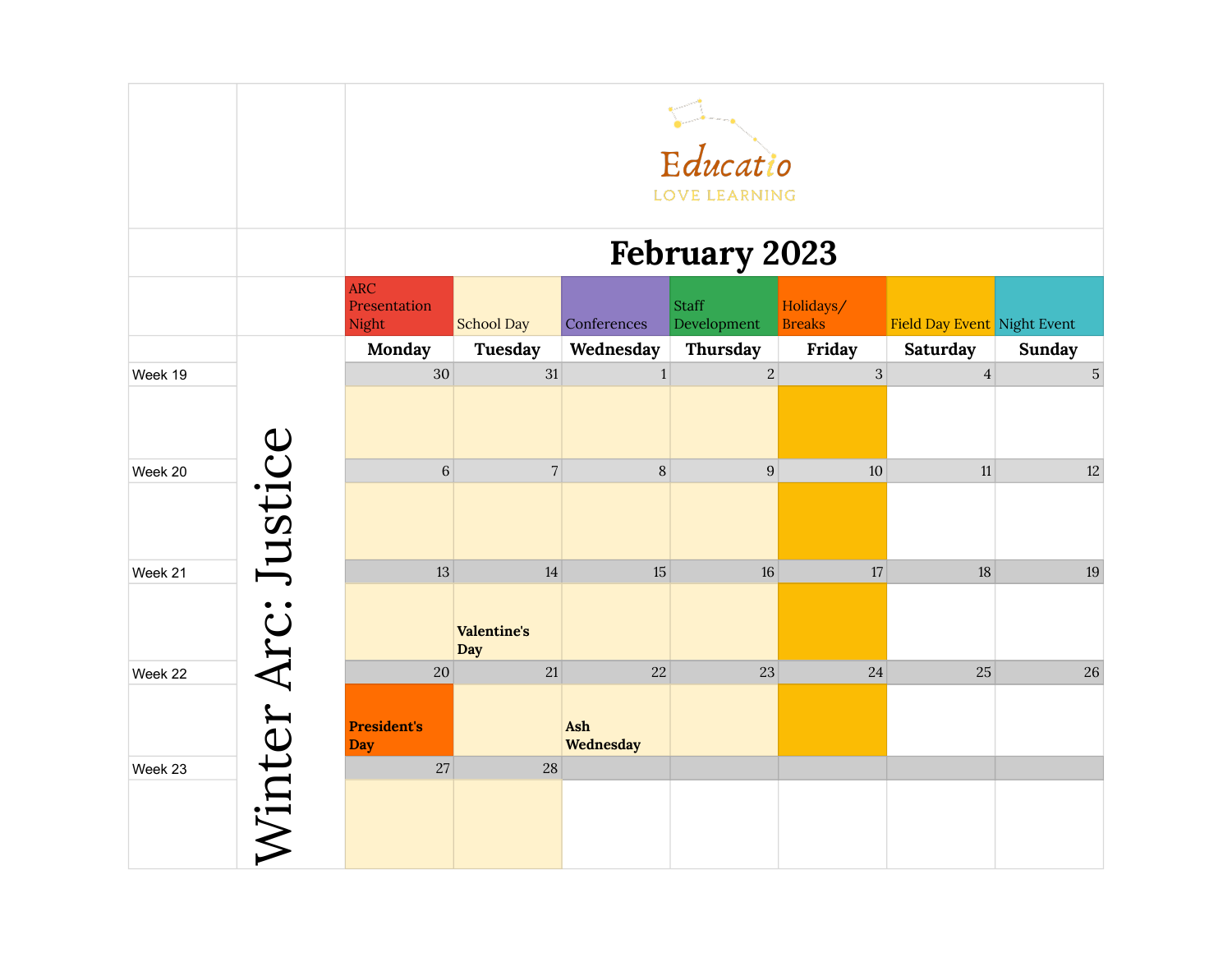Educatio

LOVE LEARNING

# February 2023

Legend: ARC Presentation Night | School Day | Conferences | Staff Development | Holidays/ Breaks | Field Day Event | Night Event

**Winter Arc: Justice**

| | Monday | Tuesday | Wednesday | Thursday | Friday | Saturday | Sunday |
|---|---|---|---|---|---|---|---|
| Week 19 | 30 | 31 | 1 | 2 | 3 | 4 | 5 |
| Week 20 | 6 | 7 | 8 | 9 | 10 | 11 | 12 |
| Week 21 | 13 | 14 **Valentine's Day** | 15 | 16 | 17 | 18 | 19 |
| Week 22 | 20 **President's Day** | 21 | 22 **Ash Wednesday** | 23 | 24 | 25 | 26 |
| Week 23 | 27 | 28 | | | | | |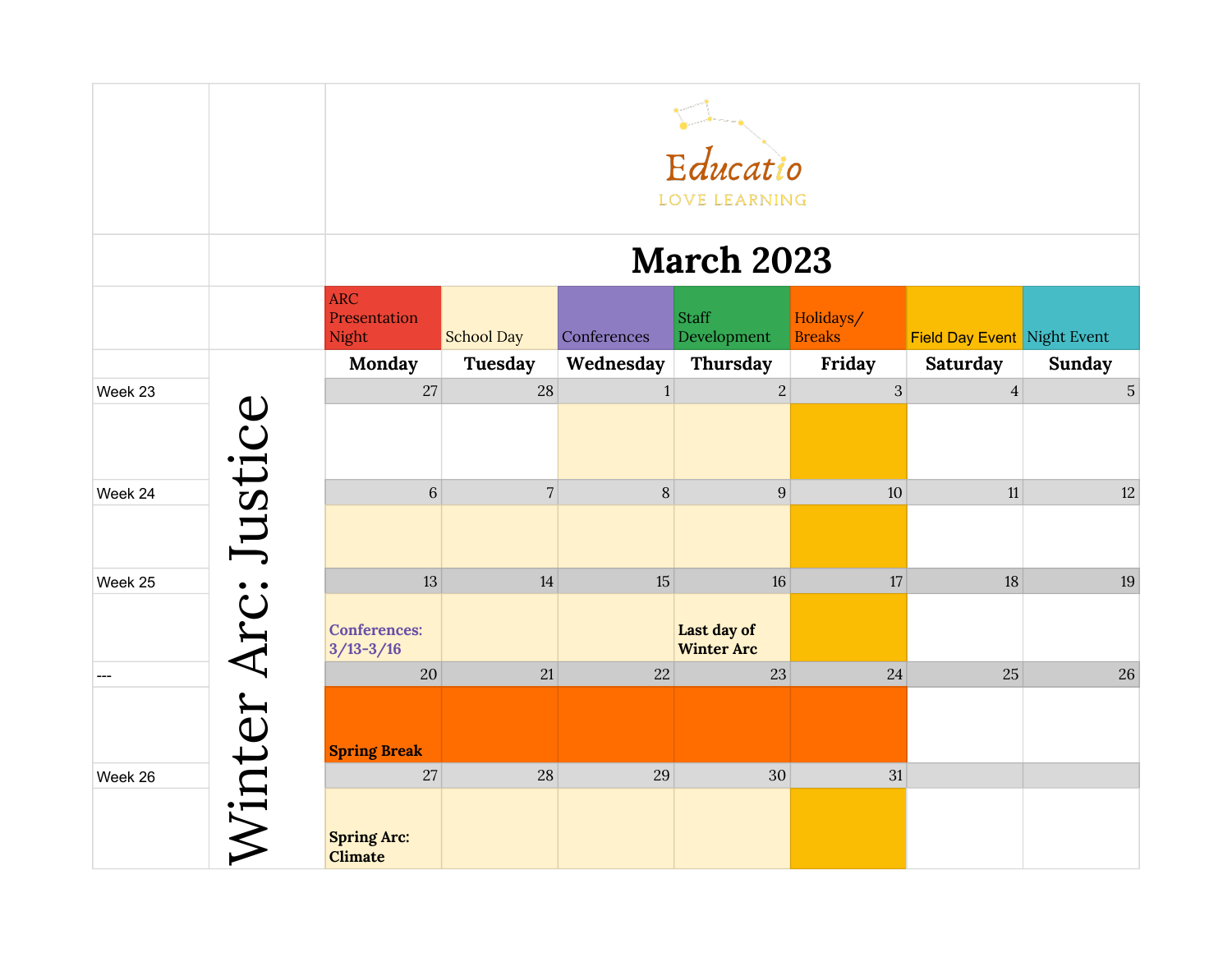Educatio

LOVE LEARNING

# March 2023

| ARC Presentation Night | School Day | Conferences | Staff Development | Holidays/ Breaks | Field Day Event | Night Event |
|---|---|---|---|---|---|---|

**Winter Arc: Justice**

| | Monday | Tuesday | Wednesday | Thursday | Friday | Saturday | Sunday |
|---|---|---|---|---|---|---|---|
| Week 23 | 27 | 28 | 1 | 2 | 3 | 4 | 5 |
| | | | | | | | |
| Week 24 | 6 | 7 | 8 | 9 | 10 | 11 | 12 |
| | | | | | | | |
| Week 25 | 13 | 14 | 15 | 16 | 17 | 18 | 19 |
| | Conferences: 3/13-3/16 | | | Last day of Winter Arc | | | |
| --- | 20 | 21 | 22 | 23 | 24 | 25 | 26 |
| | Spring Break | | | | | | |
| Week 26 | 27 | 28 | 29 | 30 | 31 | | |
| | Spring Arc: Climate | | | | | | |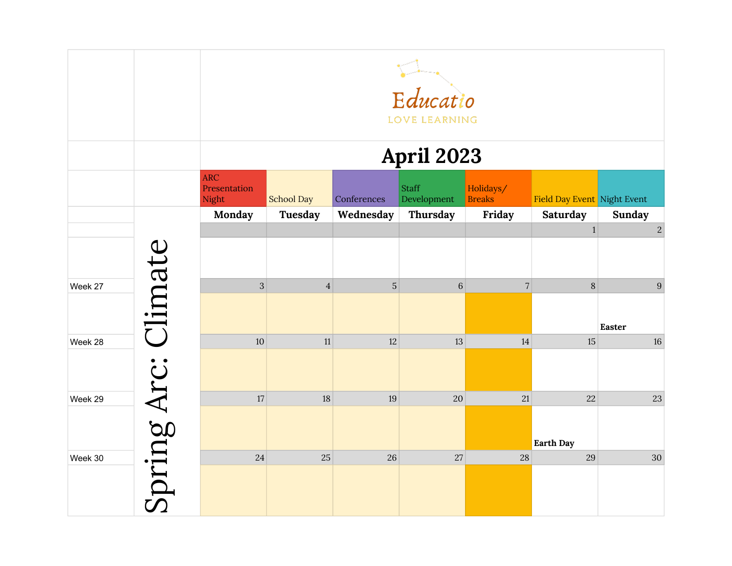Educatio

LOVE LEARNING

# April 2023

**Legend:** ARC Presentation Night | School Day | Conferences | Staff Development | Holidays/ Breaks | Field Day Event | Night Event

**Spring Arc: Climate**

| Week | Monday | Tuesday | Wednesday | Thursday | Friday | Saturday | Sunday |
|---|---|---|---|---|---|---|---|
| | | | | | | 1 | 2 |
| Week 27 | 3 | 4 | 5 | 6 | 7 | 8 | 9 Easter |
| Week 28 | 10 | 11 | 12 | 13 | 14 | 15 | 16 |
| Week 29 | 17 | 18 | 19 | 20 | 21 | 22 Earth Day | 23 |
| Week 30 | 24 | 25 | 26 | 27 | 28 | 29 | 30 |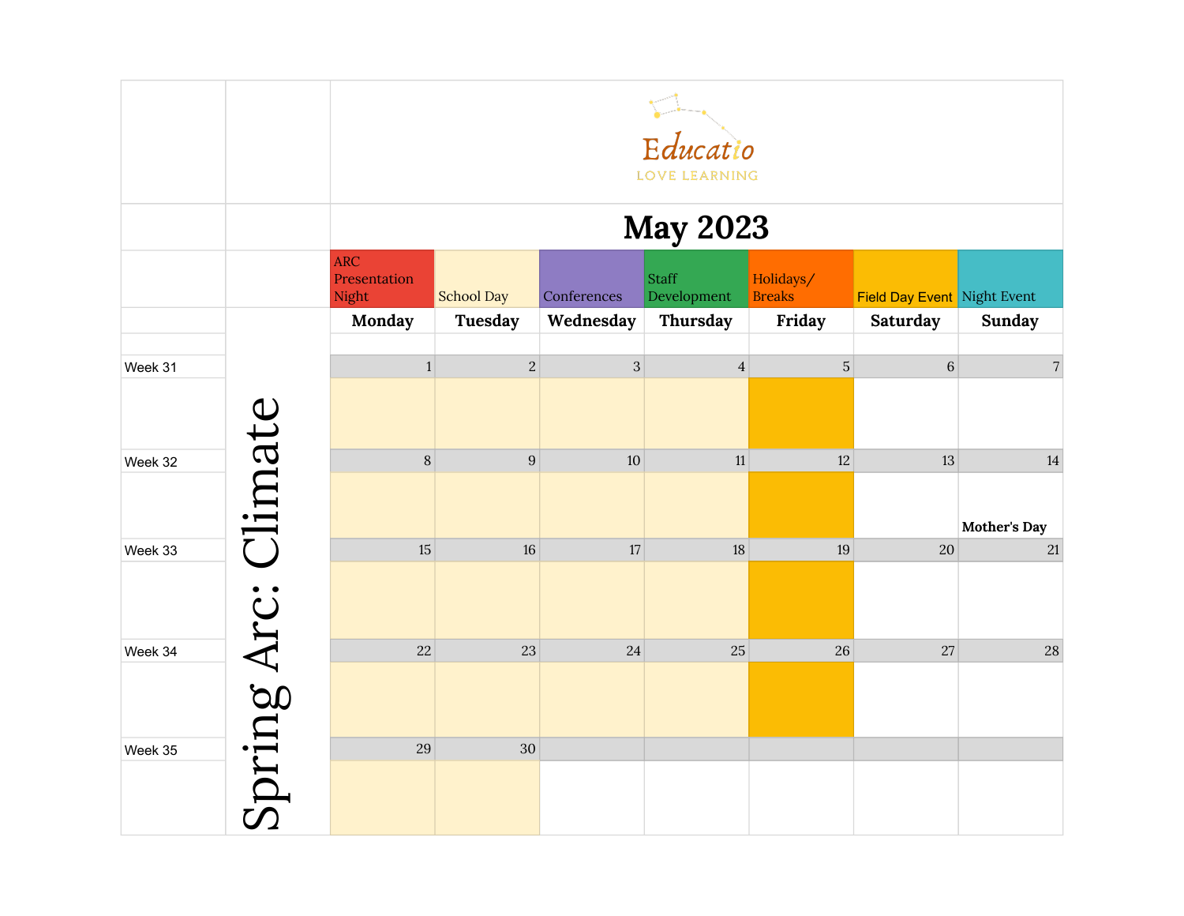Educatio

LOVE LEARNING

# May 2023

Legend: ARC Presentation Night | School Day | Conferences | Staff Development | Holidays/ Breaks | Field Day Event | Night Event

**Spring Arc: Climate**

| | Monday | Tuesday | Wednesday | Thursday | Friday | Saturday | Sunday |
|---|---|---|---|---|---|---|---|
| Week 31 | 1 | 2 | 3 | 4 | 5 | 6 | 7 |
| Week 32 | 8 | 9 | 10 | 11 | 12 | 13 | 14 Mother's Day |
| Week 33 | 15 | 16 | 17 | 18 | 19 | 20 | 21 |
| Week 34 | 22 | 23 | 24 | 25 | 26 | 27 | 28 |
| Week 35 | 29 | 30 | | | | | |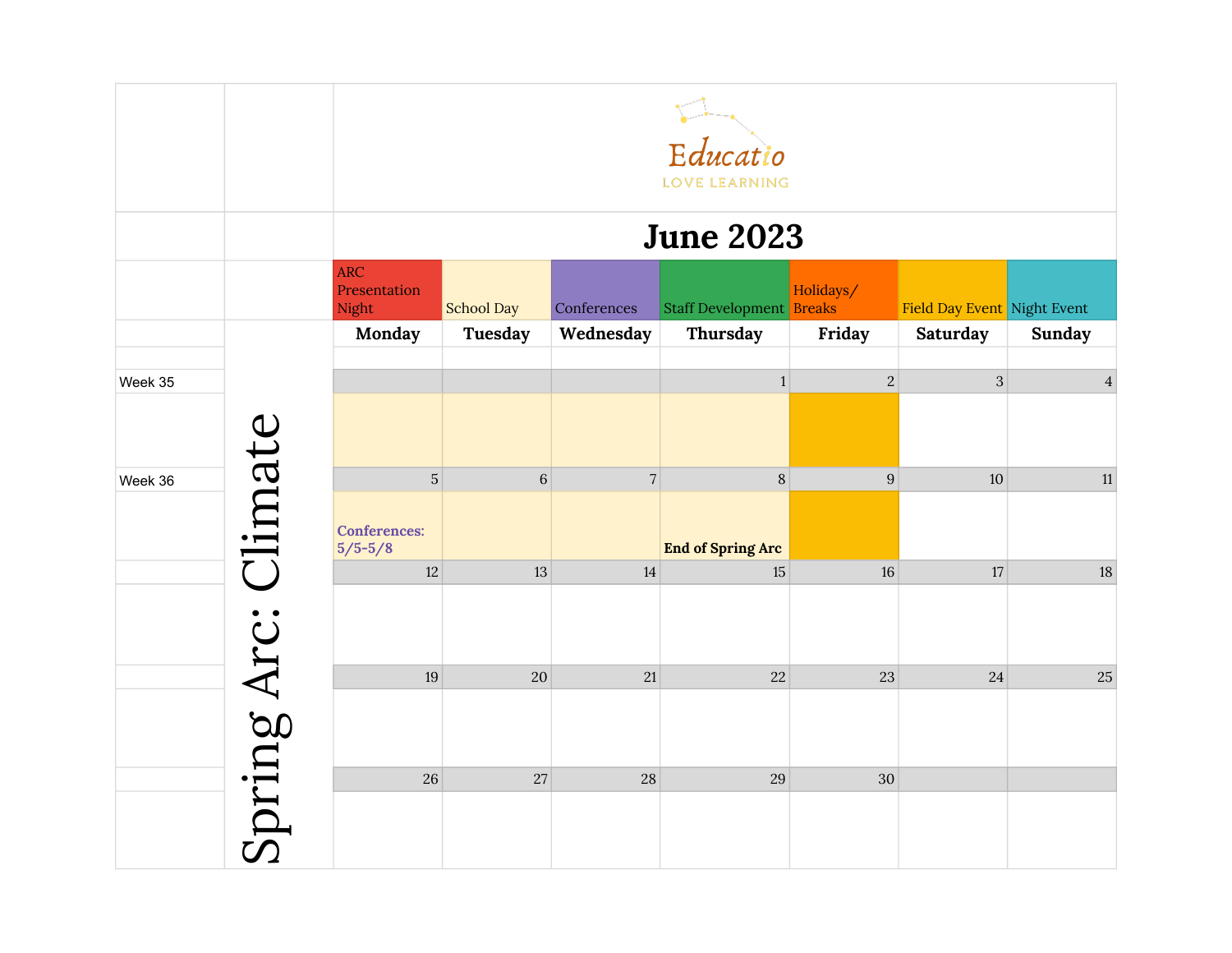Educatio
LOVE LEARNING

# June 2023

| ARC Presentation Night | School Day | Conferences | Staff Development | Holidays/ Breaks | Field Day Event | Night Event |
|---|---|---|---|---|---|---|

**Spring Arc: Climate**

| | Monday | Tuesday | Wednesday | Thursday | Friday | Saturday | Sunday |
|---|---|---|---|---|---|---|---|
| Week 35 | | | | 1 | 2 | 3 | 4 |
| Week 36 | 5 | 6 | 7 | 8 | 9 | 10 | 11 |
| | **Conferences: 5/5-5/8** | | | **End of Spring Arc** | | | |
| | 12 | 13 | 14 | 15 | 16 | 17 | 18 |
| | 19 | 20 | 21 | 22 | 23 | 24 | 25 |
| | 26 | 27 | 28 | 29 | 30 | | |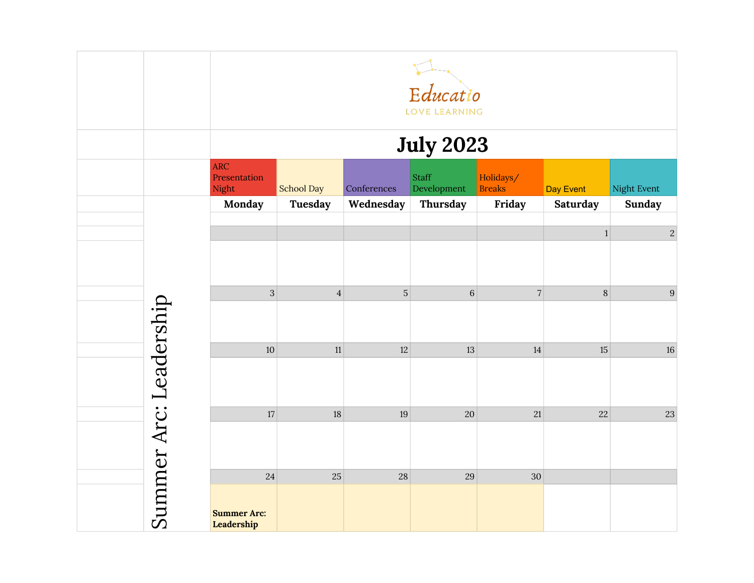Educatio
LOVE LEARNING

# July 2023

| ARC Presentation Night | School Day | Conferences | Staff Development | Holidays/ Breaks | Day Event | Night Event |
|---|---|---|---|---|---|---|
| **Monday** | **Tuesday** | **Wednesday** | **Thursday** | **Friday** | **Saturday** | **Sunday** |
| | | | | | 1 | 2 |
| | | | | | | |
| 3 | 4 | 5 | 6 | 7 | 8 | 9 |
| | | | | | | |
| 10 | 11 | 12 | 13 | 14 | 15 | 16 |
| | | | | | | |
| 17 | 18 | 19 | 20 | 21 | 22 | 23 |
| | | | | | | |
| 24 | 25 | 28 | 29 | 30 | | |
| **Summer Arc: Leadership** | | | | | | |

Summer Arc: Leadership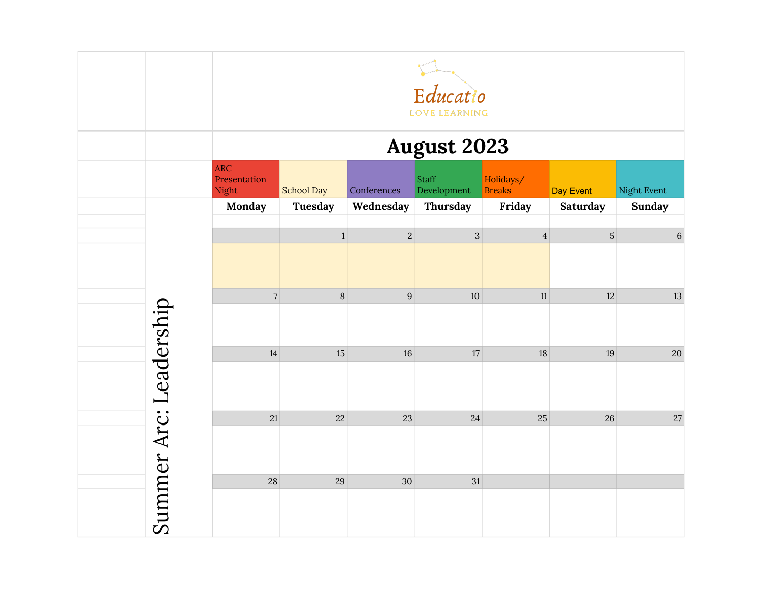Educatio

LOVE LEARNING

# August 2023

| ARC Presentation Night | School Day | Conferences | Staff Development | Holidays/ Breaks | Day Event | Night Event |
|---|---|---|---|---|---|---|

Summer Arc: Leadership

| Monday | Tuesday | Wednesday | Thursday | Friday | Saturday | Sunday |
|---|---|---|---|---|---|---|
| | 1 | 2 | 3 | 4 | 5 | 6 |
| 7 | 8 | 9 | 10 | 11 | 12 | 13 |
| 14 | 15 | 16 | 17 | 18 | 19 | 20 |
| 21 | 22 | 23 | 24 | 25 | 26 | 27 |
| 28 | 29 | 30 | 31 | | | |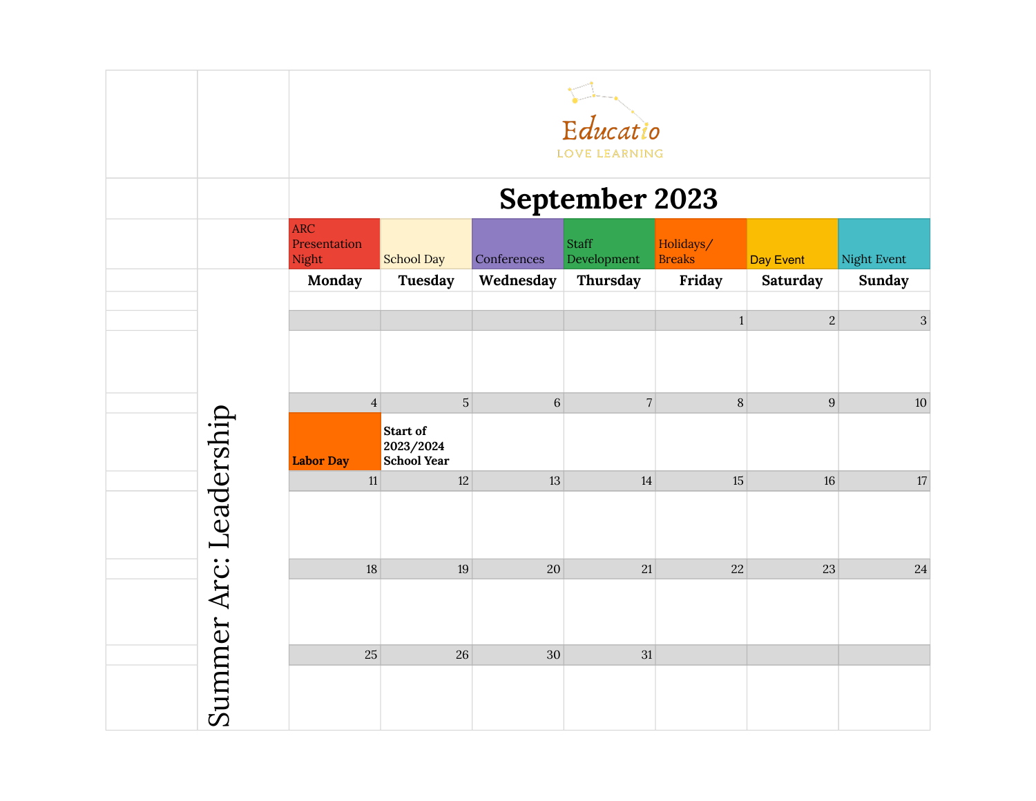Educatio
LOVE LEARNING

# September 2023

| ARC Presentation Night | School Day | Conferences | Staff Development | Holidays/ Breaks | Day Event | Night Event |
|---|---|---|---|---|---|---|
| **Monday** | **Tuesday** | **Wednesday** | **Thursday** | **Friday** | **Saturday** | **Sunday** |
| | | | | 1 | 2 | 3 |
| | | | | | | |
| 4 | 5 | 6 | 7 | 8 | 9 | 10 |
| **Labor Day** | **Start of 2023/2024 School Year** | | | | | |
| 11 | 12 | 13 | 14 | 15 | 16 | 17 |
| | | | | | | |
| 18 | 19 | 20 | 21 | 22 | 23 | 24 |
| | | | | | | |
| 25 | 26 | 30 | 31 | | | |
| | | | | | | |

Summer Arc: Leadership